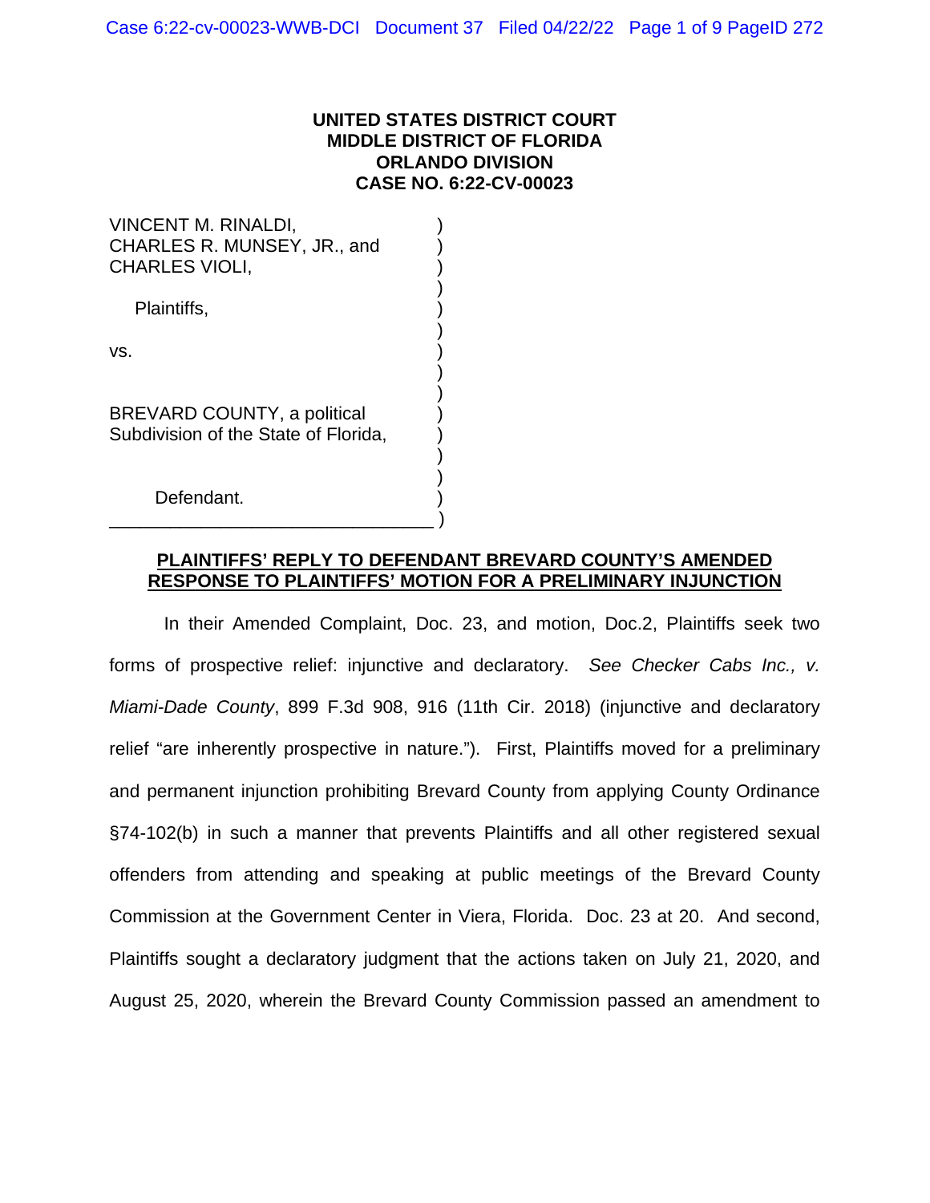**UNITED STATES DISTRICT COURT**
**MIDDLE DISTRICT OF FLORIDA**
**ORLANDO DIVISION**
**CASE NO. 6:22-CV-00023**

VINCENT M. RINALDI,
CHARLES R. MUNSEY, JR., and
CHARLES VIOLI,

Plaintiffs,

vs.

BREVARD COUNTY, a political
Subdivision of the State of Florida,

Defendant.
\_\_\_\_\_\_\_\_\_\_\_\_\_\_\_\_\_\_\_\_\_\_\_\_\_\_\_\_\_\_\_\_\_\_

**PLAINTIFFS' REPLY TO DEFENDANT BREVARD COUNTY'S AMENDED RESPONSE TO PLAINTIFFS' MOTION FOR A PRELIMINARY INJUNCTION**

In their Amended Complaint, Doc. 23, and motion, Doc.2, Plaintiffs seek two forms of prospective relief: injunctive and declaratory. *See Checker Cabs Inc., v. Miami-Dade County*, 899 F.3d 908, 916 (11th Cir. 2018) (injunctive and declaratory relief "are inherently prospective in nature."). First, Plaintiffs moved for a preliminary and permanent injunction prohibiting Brevard County from applying County Ordinance §74-102(b) in such a manner that prevents Plaintiffs and all other registered sexual offenders from attending and speaking at public meetings of the Brevard County Commission at the Government Center in Viera, Florida. Doc. 23 at 20. And second, Plaintiffs sought a declaratory judgment that the actions taken on July 21, 2020, and August 25, 2020, wherein the Brevard County Commission passed an amendment to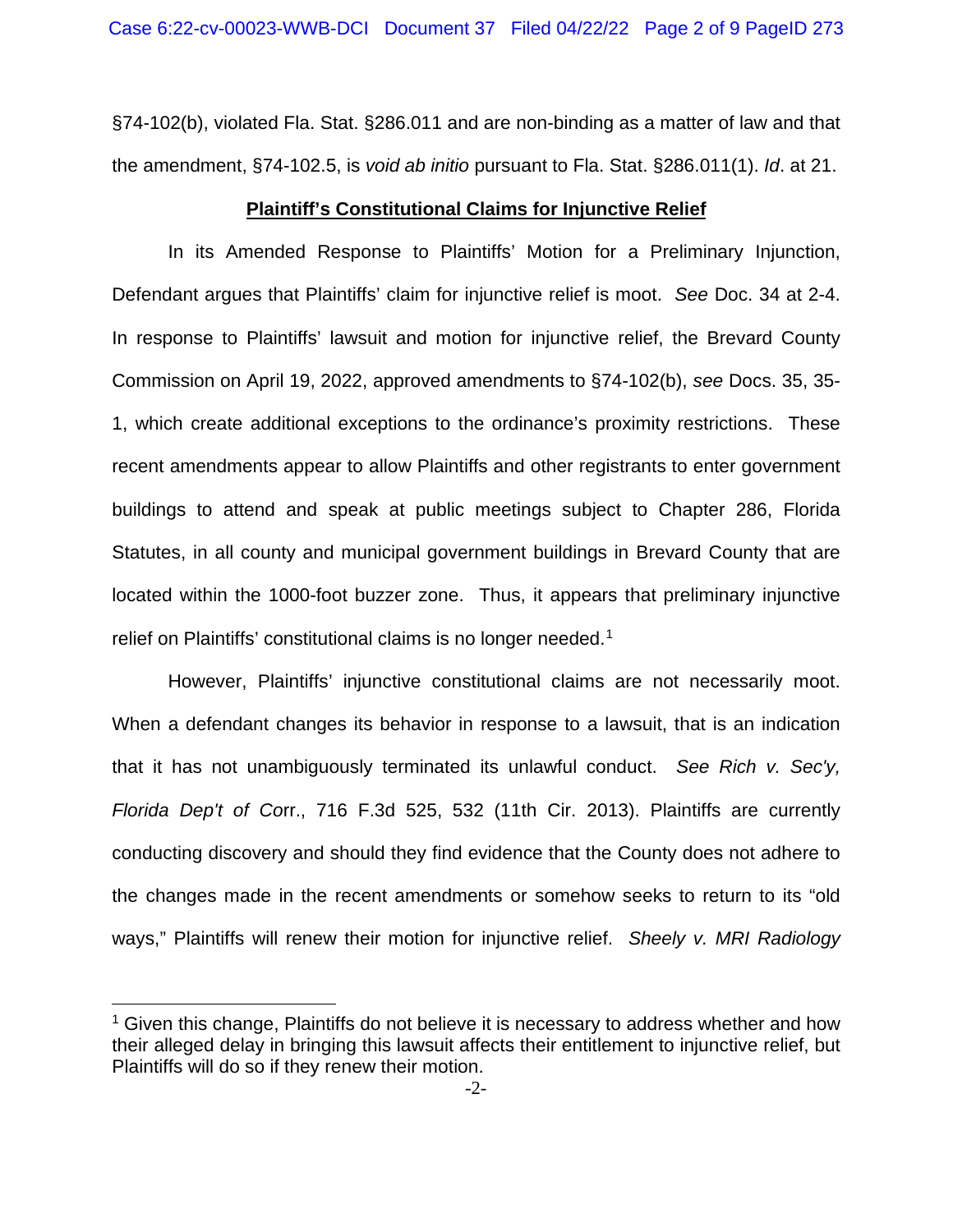§74-102(b), violated Fla. Stat. §286.011 and are non-binding as a matter of law and that the amendment, §74-102.5, is *void ab initio* pursuant to Fla. Stat. §286.011(1). *Id*. at 21.

**Plaintiff's Constitutional Claims for Injunctive Relief**

In its Amended Response to Plaintiffs' Motion for a Preliminary Injunction, Defendant argues that Plaintiffs' claim for injunctive relief is moot. *See* Doc. 34 at 2-4. In response to Plaintiffs' lawsuit and motion for injunctive relief, the Brevard County Commission on April 19, 2022, approved amendments to §74-102(b), *see* Docs. 35, 35-1, which create additional exceptions to the ordinance's proximity restrictions. These recent amendments appear to allow Plaintiffs and other registrants to enter government buildings to attend and speak at public meetings subject to Chapter 286, Florida Statutes, in all county and municipal government buildings in Brevard County that are located within the 1000-foot buzzer zone. Thus, it appears that preliminary injunctive relief on Plaintiffs' constitutional claims is no longer needed.[1]

However, Plaintiffs' injunctive constitutional claims are not necessarily moot. When a defendant changes its behavior in response to a lawsuit, that is an indication that it has not unambiguously terminated its unlawful conduct. *See Rich v. Sec'y, Florida Dep't of Co*rr., 716 F.3d 525, 532 (11th Cir. 2013). Plaintiffs are currently conducting discovery and should they find evidence that the County does not adhere to the changes made in the recent amendments or somehow seeks to return to its "old ways," Plaintiffs will renew their motion for injunctive relief. *Sheely v. MRI Radiology*

[1] Given this change, Plaintiffs do not believe it is necessary to address whether and how their alleged delay in bringing this lawsuit affects their entitlement to injunctive relief, but Plaintiffs will do so if they renew their motion.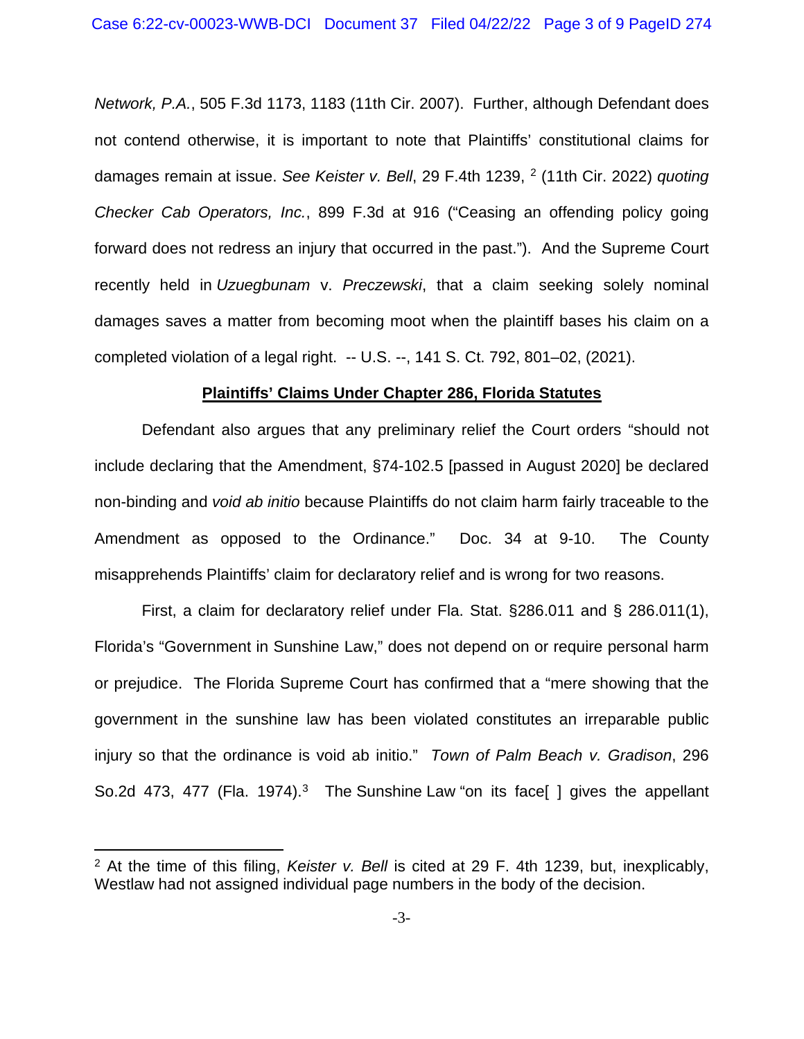*Network, P.A.*, 505 F.3d 1173, 1183 (11th Cir. 2007). Further, although Defendant does not contend otherwise, it is important to note that Plaintiffs' constitutional claims for damages remain at issue. *See Keister v. Bell*, 29 F.4th 1239, [2] (11th Cir. 2022) *quoting Checker Cab Operators, Inc.*, 899 F.3d at 916 ("Ceasing an offending policy going forward does not redress an injury that occurred in the past."). And the Supreme Court recently held in *Uzuegbunam* v. *Preczewski*, that a claim seeking solely nominal damages saves a matter from becoming moot when the plaintiff bases his claim on a completed violation of a legal right. -- U.S. --, 141 S. Ct. 792, 801–02, (2021).

**Plaintiffs' Claims Under Chapter 286, Florida Statutes**

Defendant also argues that any preliminary relief the Court orders "should not include declaring that the Amendment, §74-102.5 [passed in August 2020] be declared non-binding and *void ab initio* because Plaintiffs do not claim harm fairly traceable to the Amendment as opposed to the Ordinance." Doc. 34 at 9-10. The County misapprehends Plaintiffs' claim for declaratory relief and is wrong for two reasons.

First, a claim for declaratory relief under Fla. Stat. §286.011 and § 286.011(1), Florida's "Government in Sunshine Law," does not depend on or require personal harm or prejudice. The Florida Supreme Court has confirmed that a "mere showing that the government in the sunshine law has been violated constitutes an irreparable public injury so that the ordinance is void ab initio." *Town of Palm Beach v. Gradison*, 296 So.2d 473, 477 (Fla. 1974).[3] The Sunshine Law "on its face[ ] gives the appellant

---

[2] At the time of this filing, *Keister v. Bell* is cited at 29 F. 4th 1239, but, inexplicably, Westlaw had not assigned individual page numbers in the body of the decision.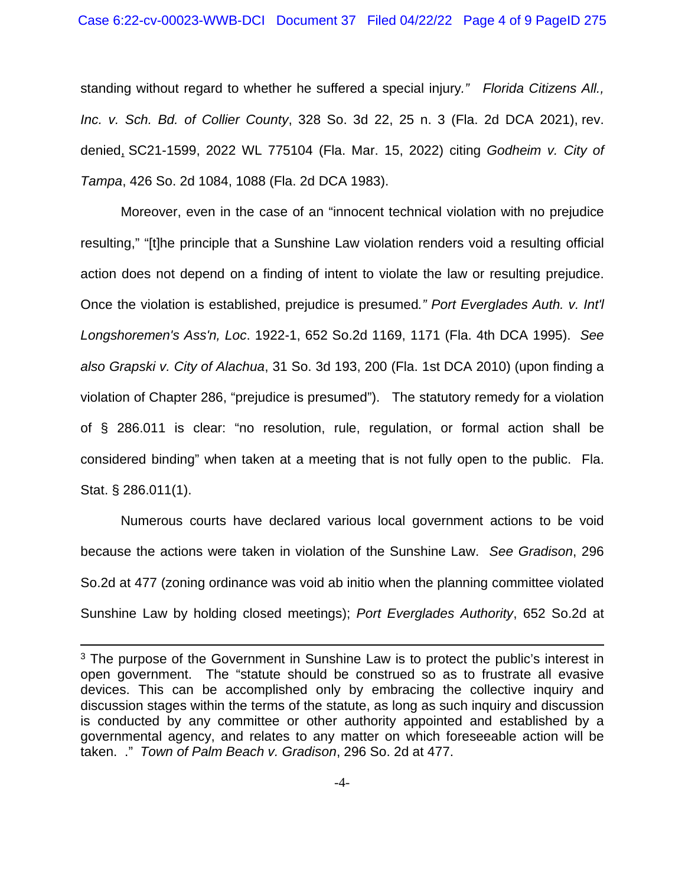standing without regard to whether he suffered a special injury*."* *Florida Citizens All., Inc. v. Sch. Bd. of Collier County*, 328 So. 3d 22, 25 n. 3 (Fla. 2d DCA 2021), rev. denied, SC21-1599, 2022 WL 775104 (Fla. Mar. 15, 2022) citing *Godheim v. City of Tampa*, 426 So. 2d 1084, 1088 (Fla. 2d DCA 1983).

Moreover, even in the case of an "innocent technical violation with no prejudice resulting," "[t]he principle that a Sunshine Law violation renders void a resulting official action does not depend on a finding of intent to violate the law or resulting prejudice. Once the violation is established, prejudice is presumed*." Port Everglades Auth. v. Int'l Longshoremen's Ass'n, Loc*. 1922-1, 652 So.2d 1169, 1171 (Fla. 4th DCA 1995). *See also Grapski v. City of Alachua*, 31 So. 3d 193, 200 (Fla. 1st DCA 2010) (upon finding a violation of Chapter 286, "prejudice is presumed"). The statutory remedy for a violation of § 286.011 is clear: "no resolution, rule, regulation, or formal action shall be considered binding" when taken at a meeting that is not fully open to the public. Fla. Stat. § 286.011(1).

Numerous courts have declared various local government actions to be void because the actions were taken in violation of the Sunshine Law. *See Gradison*, 296 So.2d at 477 (zoning ordinance was void ab initio when the planning committee violated Sunshine Law by holding closed meetings); *Port Everglades Authority*, 652 So.2d at

---

[3] The purpose of the Government in Sunshine Law is to protect the public's interest in open government. The "statute should be construed so as to frustrate all evasive devices. This can be accomplished only by embracing the collective inquiry and discussion stages within the terms of the statute, as long as such inquiry and discussion is conducted by any committee or other authority appointed and established by a governmental agency, and relates to any matter on which foreseeable action will be taken. ." *Town of Palm Beach v. Gradison*, 296 So. 2d at 477.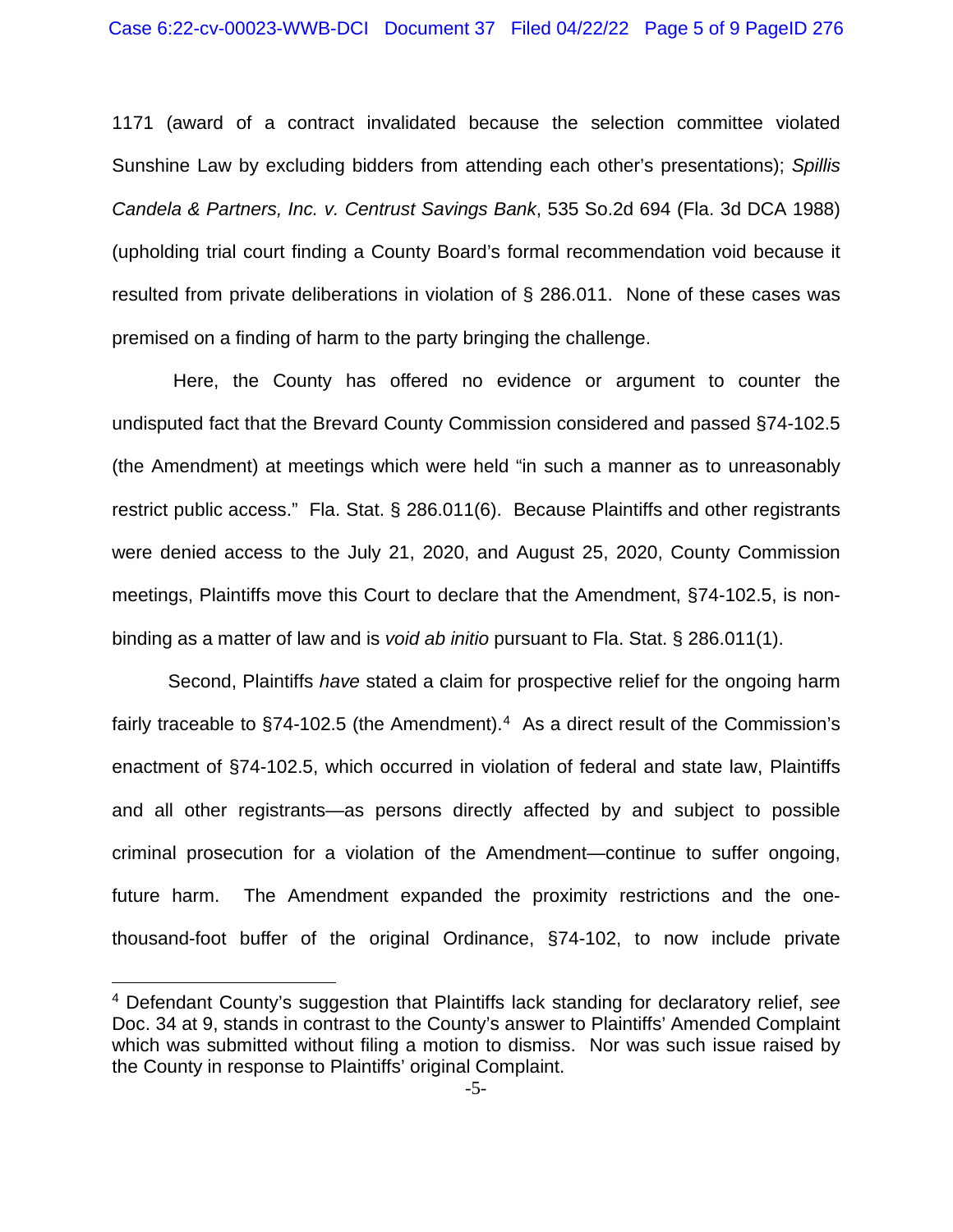1171 (award of a contract invalidated because the selection committee violated Sunshine Law by excluding bidders from attending each other's presentations); *Spillis Candela & Partners, Inc. v. Centrust Savings Bank*, 535 So.2d 694 (Fla. 3d DCA 1988) (upholding trial court finding a County Board's formal recommendation void because it resulted from private deliberations in violation of § 286.011. None of these cases was premised on a finding of harm to the party bringing the challenge.

Here, the County has offered no evidence or argument to counter the undisputed fact that the Brevard County Commission considered and passed §74-102.5 (the Amendment) at meetings which were held "in such a manner as to unreasonably restrict public access." Fla. Stat. § 286.011(6). Because Plaintiffs and other registrants were denied access to the July 21, 2020, and August 25, 2020, County Commission meetings, Plaintiffs move this Court to declare that the Amendment, §74-102.5, is non-binding as a matter of law and is *void ab initio* pursuant to Fla. Stat. § 286.011(1).

Second, Plaintiffs *have* stated a claim for prospective relief for the ongoing harm fairly traceable to §74-102.5 (the Amendment).[4] As a direct result of the Commission's enactment of §74-102.5, which occurred in violation of federal and state law, Plaintiffs and all other registrants—as persons directly affected by and subject to possible criminal prosecution for a violation of the Amendment—continue to suffer ongoing, future harm. The Amendment expanded the proximity restrictions and the one-thousand-foot buffer of the original Ordinance, §74-102, to now include private

[4] Defendant County's suggestion that Plaintiffs lack standing for declaratory relief, *see* Doc. 34 at 9, stands in contrast to the County's answer to Plaintiffs' Amended Complaint which was submitted without filing a motion to dismiss. Nor was such issue raised by the County in response to Plaintiffs' original Complaint.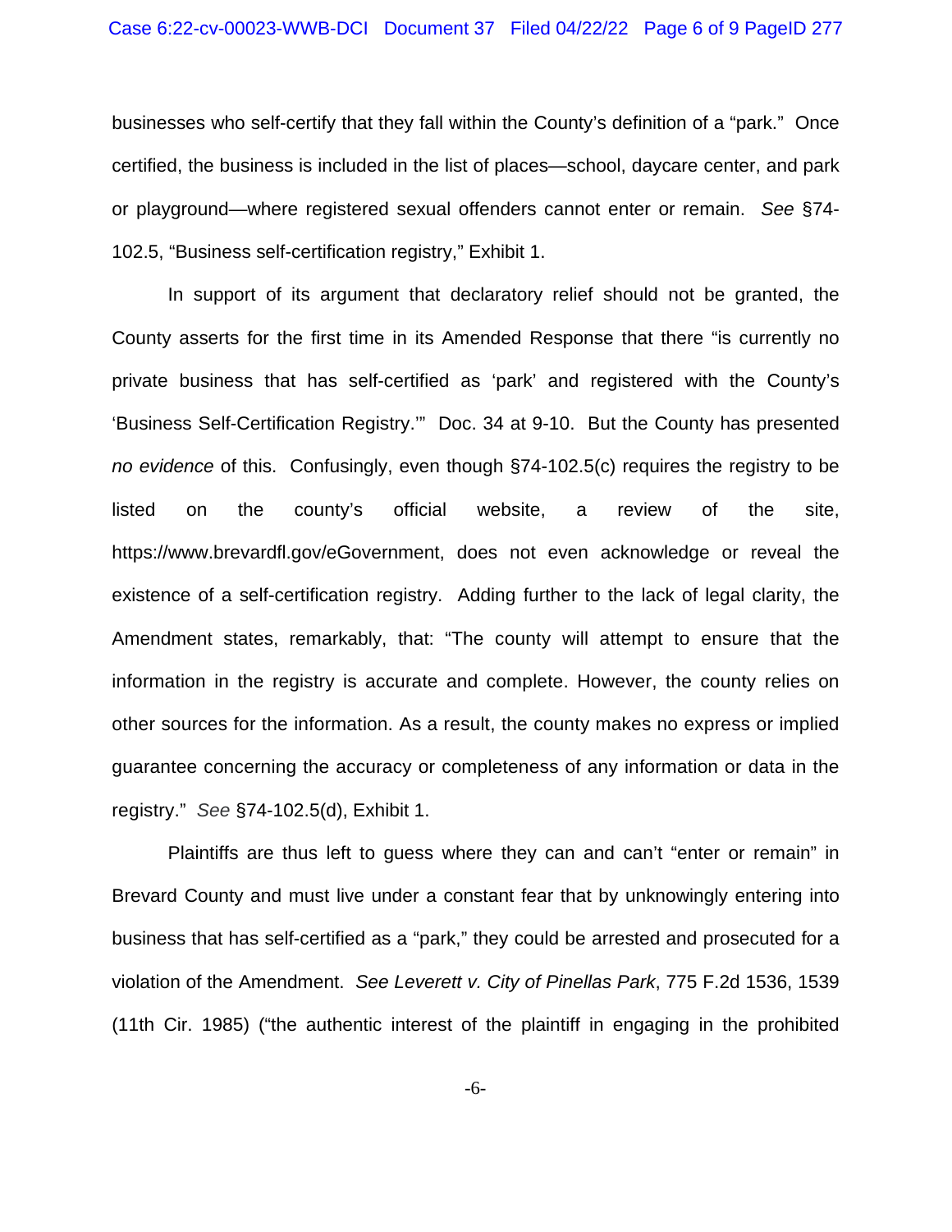businesses who self-certify that they fall within the County's definition of a "park." Once certified, the business is included in the list of places—school, daycare center, and park or playground—where registered sexual offenders cannot enter or remain. *See* §74-102.5, "Business self-certification registry," Exhibit 1.

In support of its argument that declaratory relief should not be granted, the County asserts for the first time in its Amended Response that there "is currently no private business that has self-certified as 'park' and registered with the County's 'Business Self-Certification Registry.'" Doc. 34 at 9-10. But the County has presented *no evidence* of this. Confusingly, even though §74-102.5(c) requires the registry to be listed on the county's official website, a review of the site, https://www.brevardfl.gov/eGovernment, does not even acknowledge or reveal the existence of a self-certification registry. Adding further to the lack of legal clarity, the Amendment states, remarkably, that: "The county will attempt to ensure that the information in the registry is accurate and complete. However, the county relies on other sources for the information. As a result, the county makes no express or implied guarantee concerning the accuracy or completeness of any information or data in the registry." *See* §74-102.5(d), Exhibit 1.

Plaintiffs are thus left to guess where they can and can't "enter or remain" in Brevard County and must live under a constant fear that by unknowingly entering into business that has self-certified as a "park," they could be arrested and prosecuted for a violation of the Amendment. *See Leverett v. City of Pinellas Park*, 775 F.2d 1536, 1539 (11th Cir. 1985) ("the authentic interest of the plaintiff in engaging in the prohibited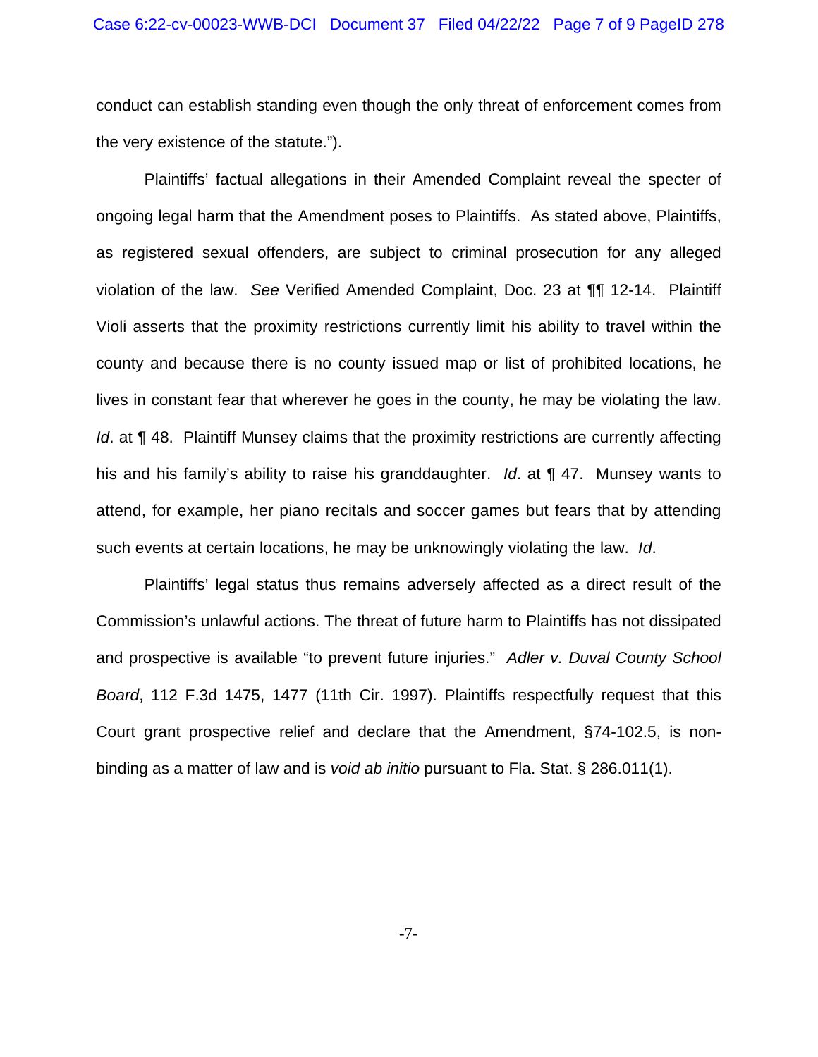conduct can establish standing even though the only threat of enforcement comes from the very existence of the statute.").

Plaintiffs' factual allegations in their Amended Complaint reveal the specter of ongoing legal harm that the Amendment poses to Plaintiffs. As stated above, Plaintiffs, as registered sexual offenders, are subject to criminal prosecution for any alleged violation of the law. *See* Verified Amended Complaint, Doc. 23 at ¶¶ 12-14. Plaintiff Violi asserts that the proximity restrictions currently limit his ability to travel within the county and because there is no county issued map or list of prohibited locations, he lives in constant fear that wherever he goes in the county, he may be violating the law. *Id*. at ¶ 48. Plaintiff Munsey claims that the proximity restrictions are currently affecting his and his family's ability to raise his granddaughter. *Id*. at ¶ 47. Munsey wants to attend, for example, her piano recitals and soccer games but fears that by attending such events at certain locations, he may be unknowingly violating the law. *Id*.

Plaintiffs' legal status thus remains adversely affected as a direct result of the Commission's unlawful actions. The threat of future harm to Plaintiffs has not dissipated and prospective is available "to prevent future injuries." *Adler v. Duval County School Board*, 112 F.3d 1475, 1477 (11th Cir. 1997). Plaintiffs respectfully request that this Court grant prospective relief and declare that the Amendment, §74-102.5, is non-binding as a matter of law and is *void ab initio* pursuant to Fla. Stat. § 286.011(1).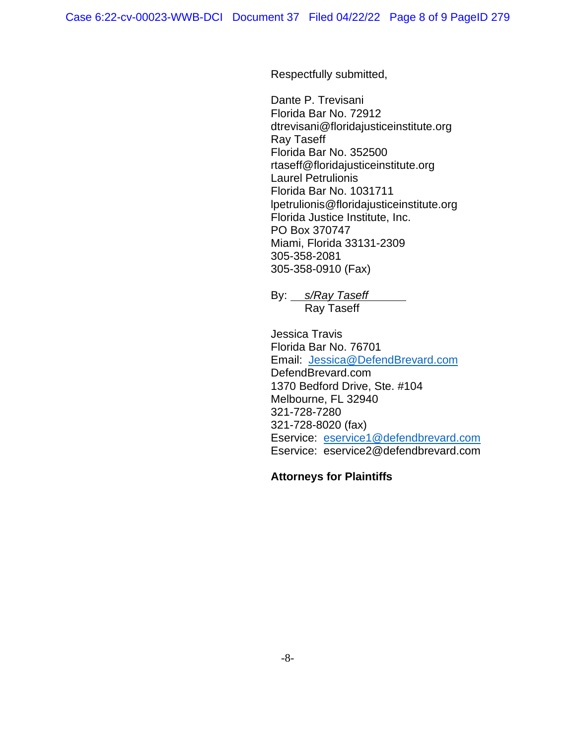Respectfully submitted,

Dante P. Trevisani  
Florida Bar No. 72912  
dtrevisani@floridajusticeinstitute.org  
Ray Taseff  
Florida Bar No. 352500  
rtaseff@floridajusticeinstitute.org  
Laurel Petrulionis  
Florida Bar No. 1031711  
lpetrulionis@floridajusticeinstitute.org  
Florida Justice Institute, Inc.  
PO Box 370747  
Miami, Florida 33131-2309  
305-358-2081  
305-358-0910 (Fax)

By: *s/Ray Taseff*  
Ray Taseff

Jessica Travis  
Florida Bar No. 76701  
Email: Jessica@DefendBrevard.com  
DefendBrevard.com  
1370 Bedford Drive, Ste. #104  
Melbourne, FL 32940  
321-728-7280  
321-728-8020 (fax)  
Eservice: eservice1@defendbrevard.com  
Eservice: eservice2@defendbrevard.com

**Attorneys for Plaintiffs**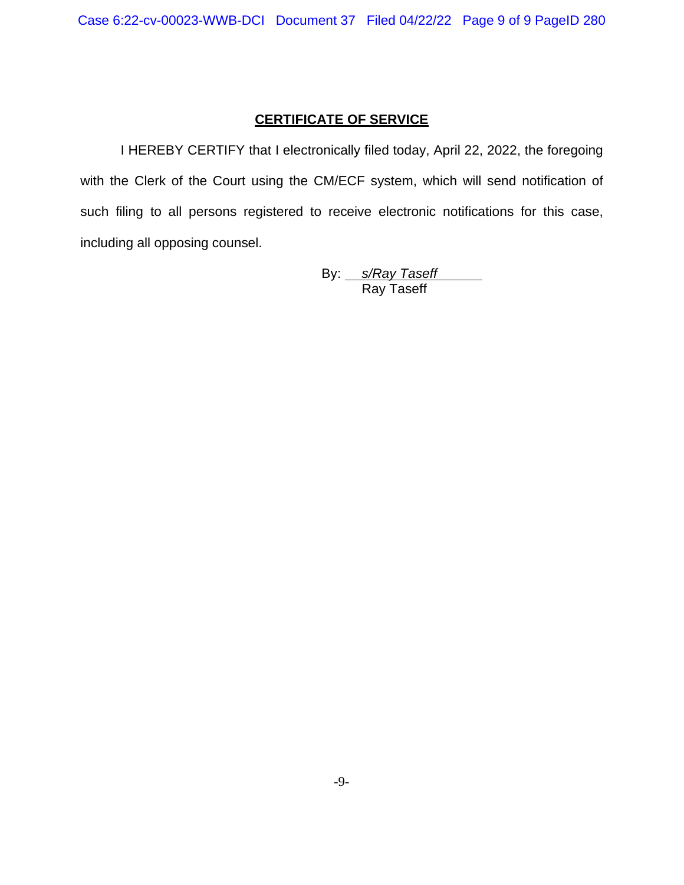## CERTIFICATE OF SERVICE

I HEREBY CERTIFY that I electronically filed today, April 22, 2022, the foregoing with the Clerk of the Court using the CM/ECF system, which will send notification of such filing to all persons registered to receive electronic notifications for this case, including all opposing counsel.

By: *s/Ray Taseff*
Ray Taseff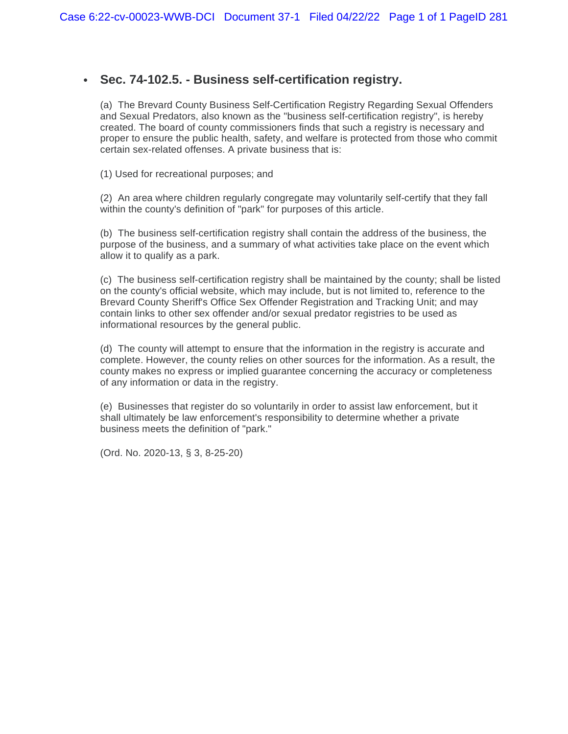- **Sec. 74-102.5. - Business self-certification registry.**

(a) The Brevard County Business Self-Certification Registry Regarding Sexual Offenders and Sexual Predators, also known as the "business self-certification registry", is hereby created. The board of county commissioners finds that such a registry is necessary and proper to ensure the public health, safety, and welfare is protected from those who commit certain sex-related offenses. A private business that is:

(1) Used for recreational purposes; and

(2) An area where children regularly congregate may voluntarily self-certify that they fall within the county's definition of "park" for purposes of this article.

(b) The business self-certification registry shall contain the address of the business, the purpose of the business, and a summary of what activities take place on the event which allow it to qualify as a park.

(c) The business self-certification registry shall be maintained by the county; shall be listed on the county's official website, which may include, but is not limited to, reference to the Brevard County Sheriff's Office Sex Offender Registration and Tracking Unit; and may contain links to other sex offender and/or sexual predator registries to be used as informational resources by the general public.

(d) The county will attempt to ensure that the information in the registry is accurate and complete. However, the county relies on other sources for the information. As a result, the county makes no express or implied guarantee concerning the accuracy or completeness of any information or data in the registry.

(e) Businesses that register do so voluntarily in order to assist law enforcement, but it shall ultimately be law enforcement's responsibility to determine whether a private business meets the definition of "park."

(Ord. No. 2020-13, § 3, 8-25-20)